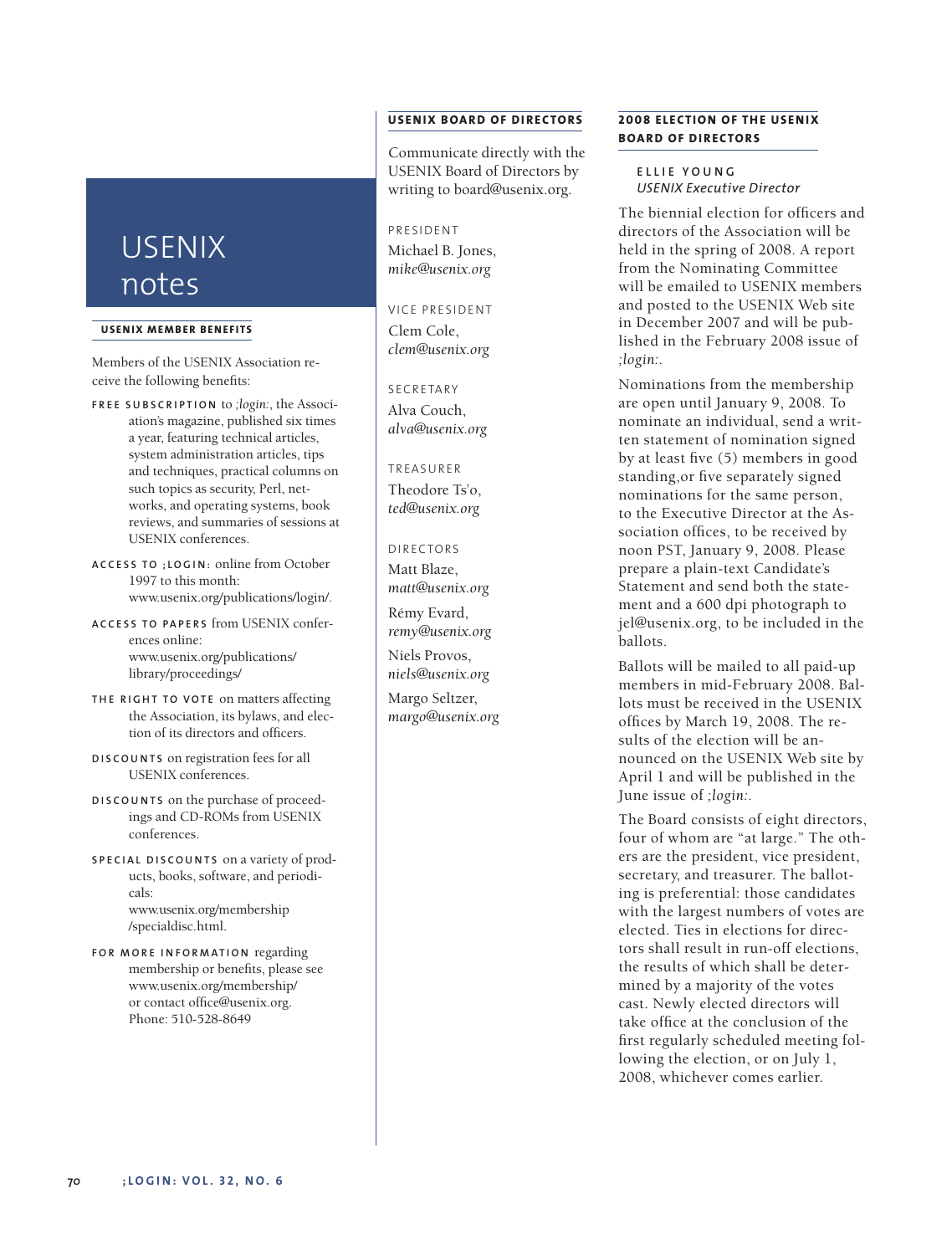# USENIX notes

## USENIX MEMBER BENEFITS

Members of the USENIX Association receive the following benefits:

**FREE SUBSCRIPTION** to *;login:*, the Association's magazine, published six times a year, featuring technical articles, system administration articles, tips and techniques, practical columns on such topics as security, Perl, networks, and operating systems, book reviews, and summaries of sessions at USENIX conferences.

**ACCESS TO ;LOGIN:** online from October 1997 to this month: www.usenix.org/publications/login/.

**ACCESS TO PAPERS** from USENIX conferences online: www.usenix.org/publications/library/proceedings/

**THE RIGHT TO VOTE** on matters affecting the Association, its bylaws, and election of its directors and officers.

**DISCOUNTS** on registration fees for all USENIX conferences.

**DISCOUNTS** on the purchase of proceedings and CD-ROMs from USENIX conferences.

**SPECIAL DISCOUNTS** on a variety of products, books, software, and periodicals: www.usenix.org/membership/specialdisc.html.

**FOR MORE INFORMATION** regarding membership or benefits, please see www.usenix.org/membership/ or contact office@usenix.org. Phone: 510-528-8649

## USENIX BOARD OF DIRECTORS

Communicate directly with the USENIX Board of Directors by writing to board@usenix.org.

PRESIDENT

Michael B. Jones, *mike@usenix.org*

VICE PRESIDENT

Clem Cole, *clem@usenix.org*

SECRETARY

Alva Couch, *alva@usenix.org*

TREASURER

Theodore Ts'o, *ted@usenix.org*

DIRECTORS

Matt Blaze, *matt@usenix.org*

Rémy Evard, *remy@usenix.org*

Niels Provos, *niels@usenix.org*

Margo Seltzer, *margo@usenix.org*

## 2008 ELECTION OF THE USENIX BOARD OF DIRECTORS

**ELLIE YOUNG**
*USENIX Executive Director*

The biennial election for officers and directors of the Association will be held in the spring of 2008. A report from the Nominating Committee will be emailed to USENIX members and posted to the USENIX Web site in December 2007 and will be published in the February 2008 issue of *;login:*.

Nominations from the membership are open until January 9, 2008. To nominate an individual, send a written statement of nomination signed by at least five (5) members in good standing,or five separately signed nominations for the same person, to the Executive Director at the Association offices, to be received by noon PST, January 9, 2008. Please prepare a plain-text Candidate's Statement and send both the statement and a 600 dpi photograph to jel@usenix.org, to be included in the ballots.

Ballots will be mailed to all paid-up members in mid-February 2008. Ballots must be received in the USENIX offices by March 19, 2008. The results of the election will be announced on the USENIX Web site by April 1 and will be published in the June issue of *;login:*.

The Board consists of eight directors, four of whom are "at large." The others are the president, vice president, secretary, and treasurer. The balloting is preferential: those candidates with the largest numbers of votes are elected. Ties in elections for directors shall result in run-off elections, the results of which shall be determined by a majority of the votes cast. Newly elected directors will take office at the conclusion of the first regularly scheduled meeting following the election, or on July 1, 2008, whichever comes earlier.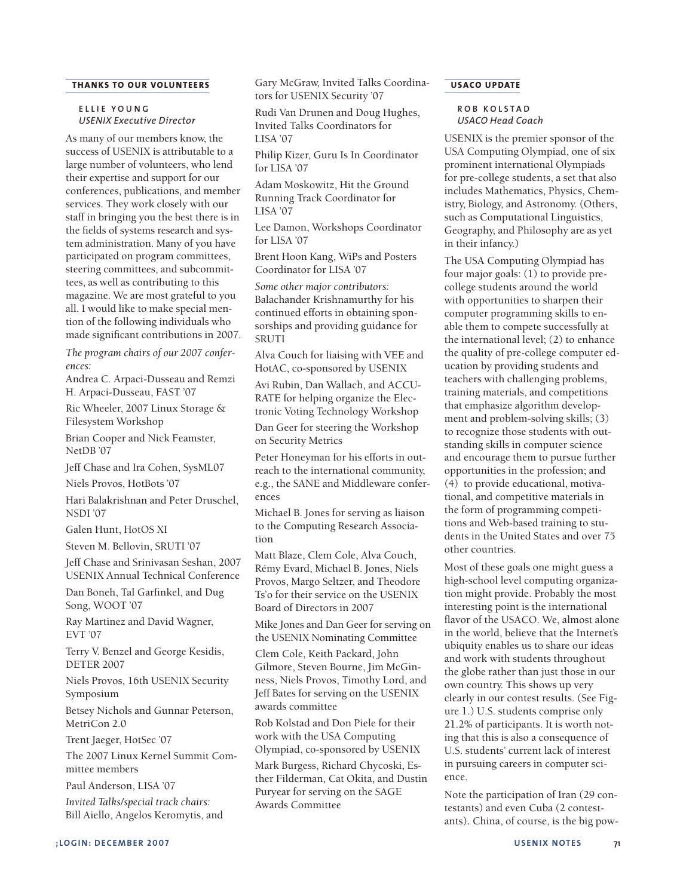## THANKS TO OUR VOLUNTEERS

**ELLIE YOUNG**
*USENIX Executive Director*

As many of our members know, the success of USENIX is attributable to a large number of volunteers, who lend their expertise and support for our conferences, publications, and member services. They work closely with our staff in bringing you the best there is in the fields of systems research and system administration. Many of you have participated on program committees, steering committees, and subcommittees, as well as contributing to this magazine. We are most grateful to you all. I would like to make special mention of the following individuals who made significant contributions in 2007.

*The program chairs of our 2007 conferences:*

Andrea C. Arpaci-Dusseau and Remzi H. Arpaci-Dusseau, FAST '07

Ric Wheeler, 2007 Linux Storage & Filesystem Workshop

Brian Cooper and Nick Feamster, NetDB '07

Jeff Chase and Ira Cohen, SysML07

Niels Provos, HotBots '07

Hari Balakrishnan and Peter Druschel, NSDI '07

Galen Hunt, HotOS XI

Steven M. Bellovin, SRUTI '07

Jeff Chase and Srinivasan Seshan, 2007 USENIX Annual Technical Conference

Dan Boneh, Tal Garfinkel, and Dug Song, WOOT '07

Ray Martinez and David Wagner, EVT '07

Terry V. Benzel and George Kesidis, DETER 2007

Niels Provos, 16th USENIX Security Symposium

Betsey Nichols and Gunnar Peterson, MetriCon 2.0

Trent Jaeger, HotSec '07

The 2007 Linux Kernel Summit Committee members

Paul Anderson, LISA '07

*Invited Talks/special track chairs:*

Bill Aiello, Angelos Keromytis, and Gary McGraw, Invited Talks Coordinators for USENIX Security '07

Rudi Van Drunen and Doug Hughes, Invited Talks Coordinators for LISA '07

Philip Kizer, Guru Is In Coordinator for LISA '07

Adam Moskowitz, Hit the Ground Running Track Coordinator for LISA '07

Lee Damon, Workshops Coordinator for LISA '07

Brent Hoon Kang, WiPs and Posters Coordinator for LISA '07

*Some other major contributors:*

Balachander Krishnamurthy for his continued efforts in obtaining sponsorships and providing guidance for SRUTI

Alva Couch for liaising with VEE and HotAC, co-sponsored by USENIX

Avi Rubin, Dan Wallach, and ACCURATE for helping organize the Electronic Voting Technology Workshop

Dan Geer for steering the Workshop on Security Metrics

Peter Honeyman for his efforts in outreach to the international community, e.g., the SANE and Middleware conferences

Michael B. Jones for serving as liaison to the Computing Research Association

Matt Blaze, Clem Cole, Alva Couch, Rémy Evard, Michael B. Jones, Niels Provos, Margo Seltzer, and Theodore Ts'o for their service on the USENIX Board of Directors in 2007

Mike Jones and Dan Geer for serving on the USENIX Nominating Committee

Clem Cole, Keith Packard, John Gilmore, Steven Bourne, Jim McGinness, Niels Provos, Timothy Lord, and Jeff Bates for serving on the USENIX awards committee

Rob Kolstad and Don Piele for their work with the USA Computing Olympiad, co-sponsored by USENIX

Mark Burgess, Richard Chycoski, Esther Filderman, Cat Okita, and Dustin Puryear for serving on the SAGE Awards Committee

## USACO UPDATE

**ROB KOLSTAD**
*USACO Head Coach*

USENIX is the premier sponsor of the USA Computing Olympiad, one of six prominent international Olympiads for pre-college students, a set that also includes Mathematics, Physics, Chemistry, Biology, and Astronomy. (Others, such as Computational Linguistics, Geography, and Philosophy are as yet in their infancy.)

The USA Computing Olympiad has four major goals: (1) to provide pre-college students around the world with opportunities to sharpen their computer programming skills to enable them to compete successfully at the international level; (2) to enhance the quality of pre-college computer education by providing students and teachers with challenging problems, training materials, and competitions that emphasize algorithm development and problem-solving skills; (3) to recognize those students with outstanding skills in computer science and encourage them to pursue further opportunities in the profession; and (4) to provide educational, motivational, and competitive materials in the form of programming competitions and Web-based training to students in the United States and over 75 other countries.

Most of these goals one might guess a high-school level computing organization might provide. Probably the most interesting point is the international flavor of the USACO. We, almost alone in the world, believe that the Internet's ubiquity enables us to share our ideas and work with students throughout the globe rather than just those in our own country. This shows up very clearly in our contest results. (See Figure 1.) U.S. students comprise only 21.2% of participants. It is worth noting that this is also a consequence of U.S. students' current lack of interest in pursuing careers in computer science.

Note the participation of Iran (29 contestants) and even Cuba (2 contestants). China, of course, is the big pow-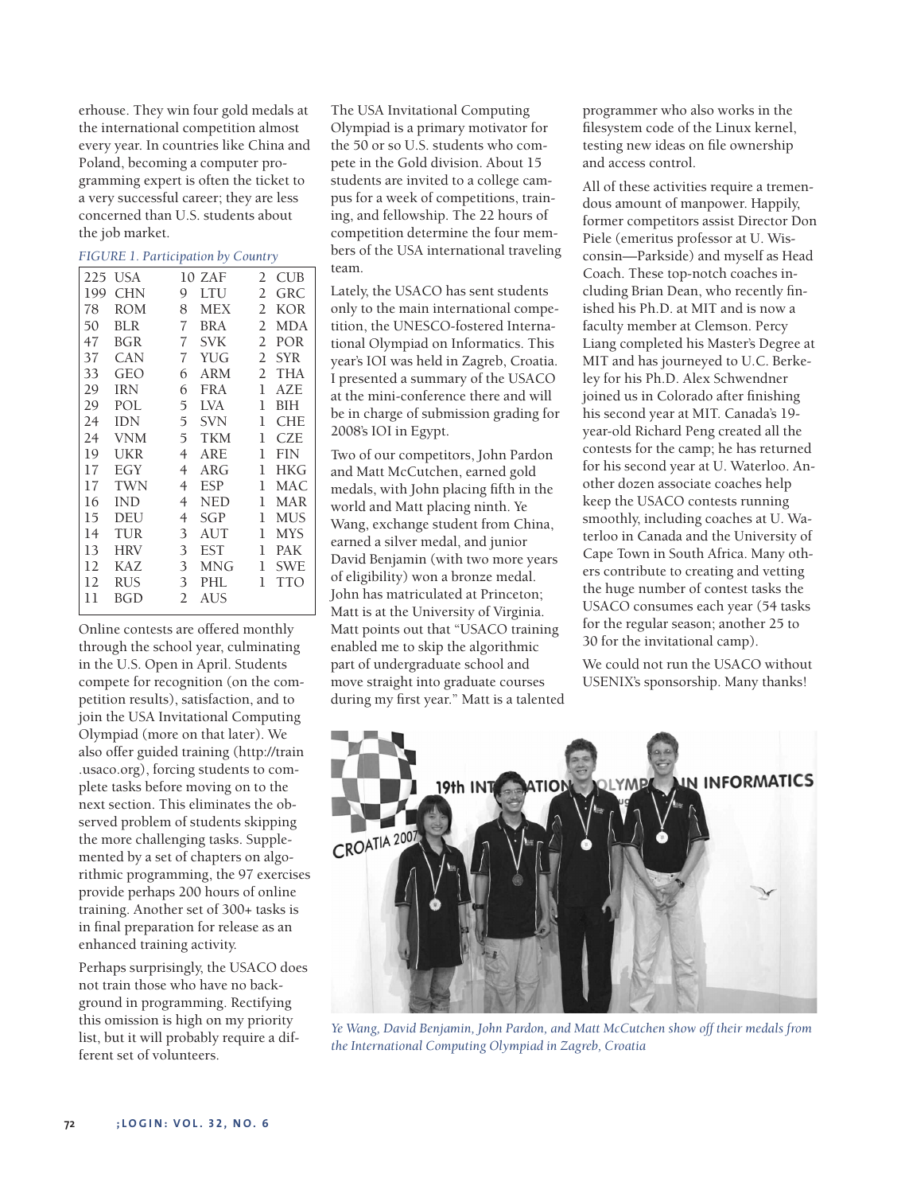erhouse. They win four gold medals at the international competition almost every year. In countries like China and Poland, becoming a computer programming expert is often the ticket to a very successful career; they are less concerned than U.S. students about the job market.

*FIGURE 1. Participation by Country*

| | | | | | |
|---|---|---|---|---|---|
| 225 | USA | 10 | ZAF | 2 | CUB |
| 199 | CHN | 9 | LTU | 2 | GRC |
| 78 | ROM | 8 | MEX | 2 | KOR |
| 50 | BLR | 7 | BRA | 2 | MDA |
| 47 | BGR | 7 | SVK | 2 | POR |
| 37 | CAN | 7 | YUG | 2 | SYR |
| 33 | GEO | 6 | ARM | 2 | THA |
| 29 | IRN | 6 | FRA | 1 | AZE |
| 29 | POL | 5 | LVA | 1 | BIH |
| 24 | IDN | 5 | SVN | 1 | CHE |
| 24 | VNM | 5 | TKM | 1 | CZE |
| 19 | UKR | 4 | ARE | 1 | FIN |
| 17 | EGY | 4 | ARG | 1 | HKG |
| 17 | TWN | 4 | ESP | 1 | MAC |
| 16 | IND | 4 | NED | 1 | MAR |
| 15 | DEU | 4 | SGP | 1 | MUS |
| 14 | TUR | 3 | AUT | 1 | MYS |
| 13 | HRV | 3 | EST | 1 | PAK |
| 12 | KAZ | 3 | MNG | 1 | SWE |
| 12 | RUS | 3 | PHL | 1 | TTO |
| 11 | BGD | 2 | AUS | | |

Online contests are offered monthly through the school year, culminating in the U.S. Open in April. Students compete for recognition (on the competition results), satisfaction, and to join the USA Invitational Computing Olympiad (more on that later). We also offer guided training (http://train.usaco.org), forcing students to complete tasks before moving on to the next section. This eliminates the observed problem of students skipping the more challenging tasks. Supplemented by a set of chapters on algorithmic programming, the 97 exercises provide perhaps 200 hours of online training. Another set of 300+ tasks is in final preparation for release as an enhanced training activity.

Perhaps surprisingly, the USACO does not train those who have no background in programming. Rectifying this omission is high on my priority list, but it will probably require a different set of volunteers.

The USA Invitational Computing Olympiad is a primary motivator for the 50 or so U.S. students who compete in the Gold division. About 15 students are invited to a college campus for a week of competitions, training, and fellowship. The 22 hours of competition determine the four members of the USA international traveling team.

Lately, the USACO has sent students only to the main international competition, the UNESCO-fostered International Olympiad on Informatics. This year's IOI was held in Zagreb, Croatia. I presented a summary of the USACO at the mini-conference there and will be in charge of submission grading for 2008's IOI in Egypt.

Two of our competitors, John Pardon and Matt McCutchen, earned gold medals, with John placing fifth in the world and Matt placing ninth. Ye Wang, exchange student from China, earned a silver medal, and junior David Benjamin (with two more years of eligibility) won a bronze medal. John has matriculated at Princeton; Matt is at the University of Virginia. Matt points out that "USACO training enabled me to skip the algorithmic part of undergraduate school and move straight into graduate courses during my first year." Matt is a talented programmer who also works in the filesystem code of the Linux kernel, testing new ideas on file ownership and access control.

All of these activities require a tremendous amount of manpower. Happily, former competitors assist Director Don Piele (emeritus professor at U. Wisconsin—Parkside) and myself as Head Coach. These top-notch coaches including Brian Dean, who recently finished his Ph.D. at MIT and is now a faculty member at Clemson. Percy Liang completed his Master's Degree at MIT and has journeyed to U.C. Berkeley for his Ph.D. Alex Schwendner joined us in Colorado after finishing his second year at MIT. Canada's 19-year-old Richard Peng created all the contests for the camp; he has returned for his second year at U. Waterloo. Another dozen associate coaches help keep the USACO contests running smoothly, including coaches at U. Waterloo in Canada and the University of Cape Town in South Africa. Many others contribute to creating and vetting the huge number of contest tasks the USACO consumes each year (54 tasks for the regular season; another 25 to 30 for the invitational camp).

We could not run the USACO without USENIX's sponsorship. Many thanks!

*Ye Wang, David Benjamin, John Pardon, and Matt McCutchen show off their medals from the International Computing Olympiad in Zagreb, Croatia*